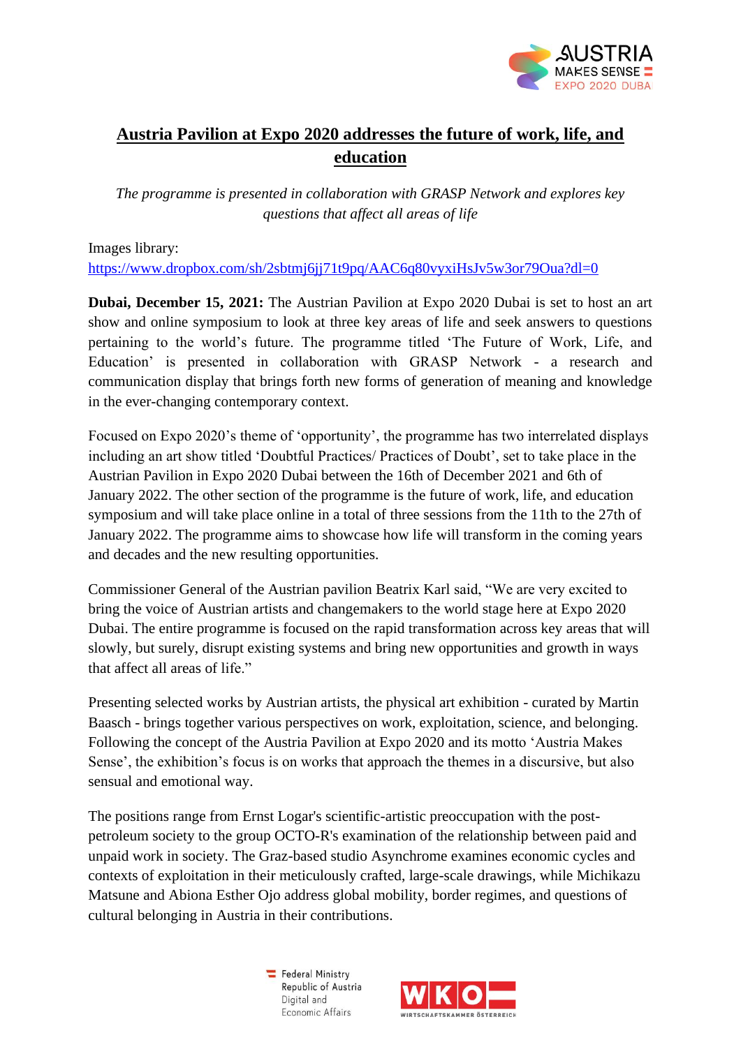# Austria Pavilion at Expo 2020 addresses the future of work, life, and education

*The programme is presented in collaboration with GRASP Network and explores key questions that affect all areas of life*

Images library:
https://www.dropbox.com/sh/2sbtmj6jj71t9pq/AAC6q80vyxiHsJv5w3or79Oua?dl=0

**Dubai, December 15, 2021:** The Austrian Pavilion at Expo 2020 Dubai is set to host an art show and online symposium to look at three key areas of life and seek answers to questions pertaining to the world's future. The programme titled 'The Future of Work, Life, and Education' is presented in collaboration with GRASP Network - a research and communication display that brings forth new forms of generation of meaning and knowledge in the ever-changing contemporary context.

Focused on Expo 2020's theme of 'opportunity', the programme has two interrelated displays including an art show titled 'Doubtful Practices/ Practices of Doubt', set to take place in the Austrian Pavilion in Expo 2020 Dubai between the 16th of December 2021 and 6th of January 2022. The other section of the programme is the future of work, life, and education symposium and will take place online in a total of three sessions from the 11th to the 27th of January 2022. The programme aims to showcase how life will transform in the coming years and decades and the new resulting opportunities.

Commissioner General of the Austrian pavilion Beatrix Karl said, "We are very excited to bring the voice of Austrian artists and changemakers to the world stage here at Expo 2020 Dubai. The entire programme is focused on the rapid transformation across key areas that will slowly, but surely, disrupt existing systems and bring new opportunities and growth in ways that affect all areas of life."

Presenting selected works by Austrian artists, the physical art exhibition - curated by Martin Baasch - brings together various perspectives on work, exploitation, science, and belonging. Following the concept of the Austria Pavilion at Expo 2020 and its motto 'Austria Makes Sense', the exhibition's focus is on works that approach the themes in a discursive, but also sensual and emotional way.

The positions range from Ernst Logar's scientific-artistic preoccupation with the post-petroleum society to the group OCTO-R's examination of the relationship between paid and unpaid work in society. The Graz-based studio Asynchrome examines economic cycles and contexts of exploitation in their meticulously crafted, large-scale drawings, while Michikazu Matsune and Abiona Esther Ojo address global mobility, border regimes, and questions of cultural belonging in Austria in their contributions.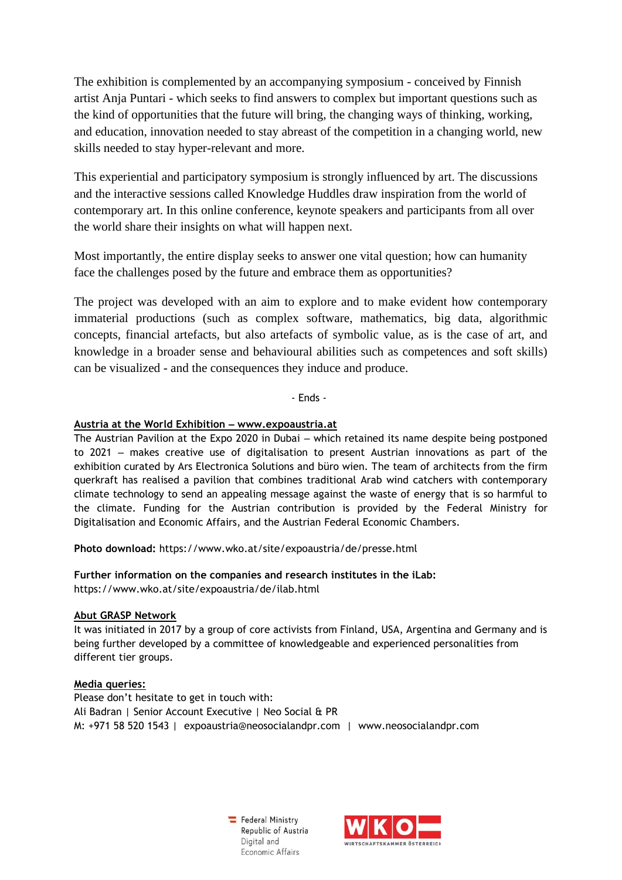The exhibition is complemented by an accompanying symposium - conceived by Finnish artist Anja Puntari - which seeks to find answers to complex but important questions such as the kind of opportunities that the future will bring, the changing ways of thinking, working, and education, innovation needed to stay abreast of the competition in a changing world, new skills needed to stay hyper-relevant and more.

This experiential and participatory symposium is strongly influenced by art. The discussions and the interactive sessions called Knowledge Huddles draw inspiration from the world of contemporary art. In this online conference, keynote speakers and participants from all over the world share their insights on what will happen next.

Most importantly, the entire display seeks to answer one vital question; how can humanity face the challenges posed by the future and embrace them as opportunities?

The project was developed with an aim to explore and to make evident how contemporary immaterial productions (such as complex software, mathematics, big data, algorithmic concepts, financial artefacts, but also artefacts of symbolic value, as is the case of art, and knowledge in a broader sense and behavioural abilities such as competences and soft skills) can be visualized - and the consequences they induce and produce.

- Ends -

**Austria at the World Exhibition – www.expoaustria.at**

The Austrian Pavilion at the Expo 2020 in Dubai – which retained its name despite being postponed to 2021 – makes creative use of digitalisation to present Austrian innovations as part of the exhibition curated by Ars Electronica Solutions and büro wien. The team of architects from the firm querkraft has realised a pavilion that combines traditional Arab wind catchers with contemporary climate technology to send an appealing message against the waste of energy that is so harmful to the climate. Funding for the Austrian contribution is provided by the Federal Ministry for Digitalisation and Economic Affairs, and the Austrian Federal Economic Chambers.

**Photo download:** https://www.wko.at/site/expoaustria/de/presse.html

**Further information on the companies and research institutes in the iLab:**
https://www.wko.at/site/expoaustria/de/ilab.html

**Abut GRASP Network**

It was initiated in 2017 by a group of core activists from Finland, USA, Argentina and Germany and is being further developed by a committee of knowledgeable and experienced personalities from different tier groups.

**Media queries:**

Please don't hesitate to get in touch with:
Ali Badran | Senior Account Executive | Neo Social & PR
M: +971 58 520 1543 | expoaustria@neosocialandpr.com | www.neosocialandpr.com

Federal Ministry
Republic of Austria
Digital and
Economic Affairs

WKO
WIRTSCHAFTSKAMMER ÖSTERREICH